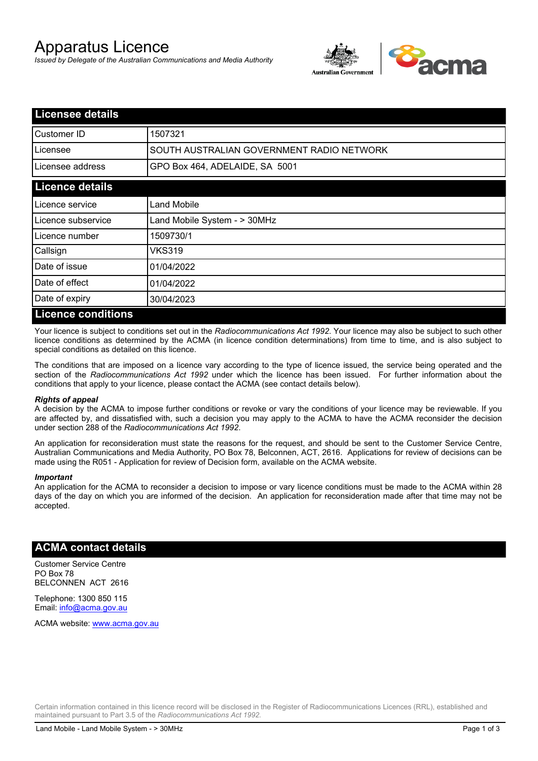# Apparatus Licence

*Issued by Delegate of the Australian Communications and Media Authority*

## Licensee details

| | |
|---|---|
| Customer ID | 1507321 |
| Licensee | SOUTH AUSTRALIAN GOVERNMENT RADIO NETWORK |
| Licensee address | GPO Box 464, ADELAIDE, SA 5001 |

## Licence details

| | |
|---|---|
| Licence service | Land Mobile |
| Licence subservice | Land Mobile System - > 30MHz |
| Licence number | 1509730/1 |
| Callsign | VKS319 |
| Date of issue | 01/04/2022 |
| Date of effect | 01/04/2022 |
| Date of expiry | 30/04/2023 |

## Licence conditions

Your licence is subject to conditions set out in the *Radiocommunications Act 1992*. Your licence may also be subject to such other licence conditions as determined by the ACMA (in licence condition determinations) from time to time, and is also subject to special conditions as detailed on this licence.

The conditions that are imposed on a licence vary according to the type of licence issued, the service being operated and the section of the *Radiocommunications Act 1992* under which the licence has been issued. For further information about the conditions that apply to your licence, please contact the ACMA (see contact details below).

***Rights of appeal***

A decision by the ACMA to impose further conditions or revoke or vary the conditions of your licence may be reviewable. If you are affected by, and dissatisfied with, such a decision you may apply to the ACMA to have the ACMA reconsider the decision under section 288 of the *Radiocommunications Act 1992*.

An application for reconsideration must state the reasons for the request, and should be sent to the Customer Service Centre, Australian Communications and Media Authority, PO Box 78, Belconnen, ACT, 2616. Applications for review of decisions can be made using the R051 - Application for review of Decision form, available on the ACMA website.

***Important***

An application for the ACMA to reconsider a decision to impose or vary licence conditions must be made to the ACMA within 28 days of the day on which you are informed of the decision. An application for reconsideration made after that time may not be accepted.

## ACMA contact details

Customer Service Centre
PO Box 78
BELCONNEN ACT 2616

Telephone: 1300 850 115
Email: info@acma.gov.au

ACMA website: www.acma.gov.au

Certain information contained in this licence record will be disclosed in the Register of Radiocommunications Licences (RRL), established and maintained pursuant to Part 3.5 of the *Radiocommunications Act 1992.*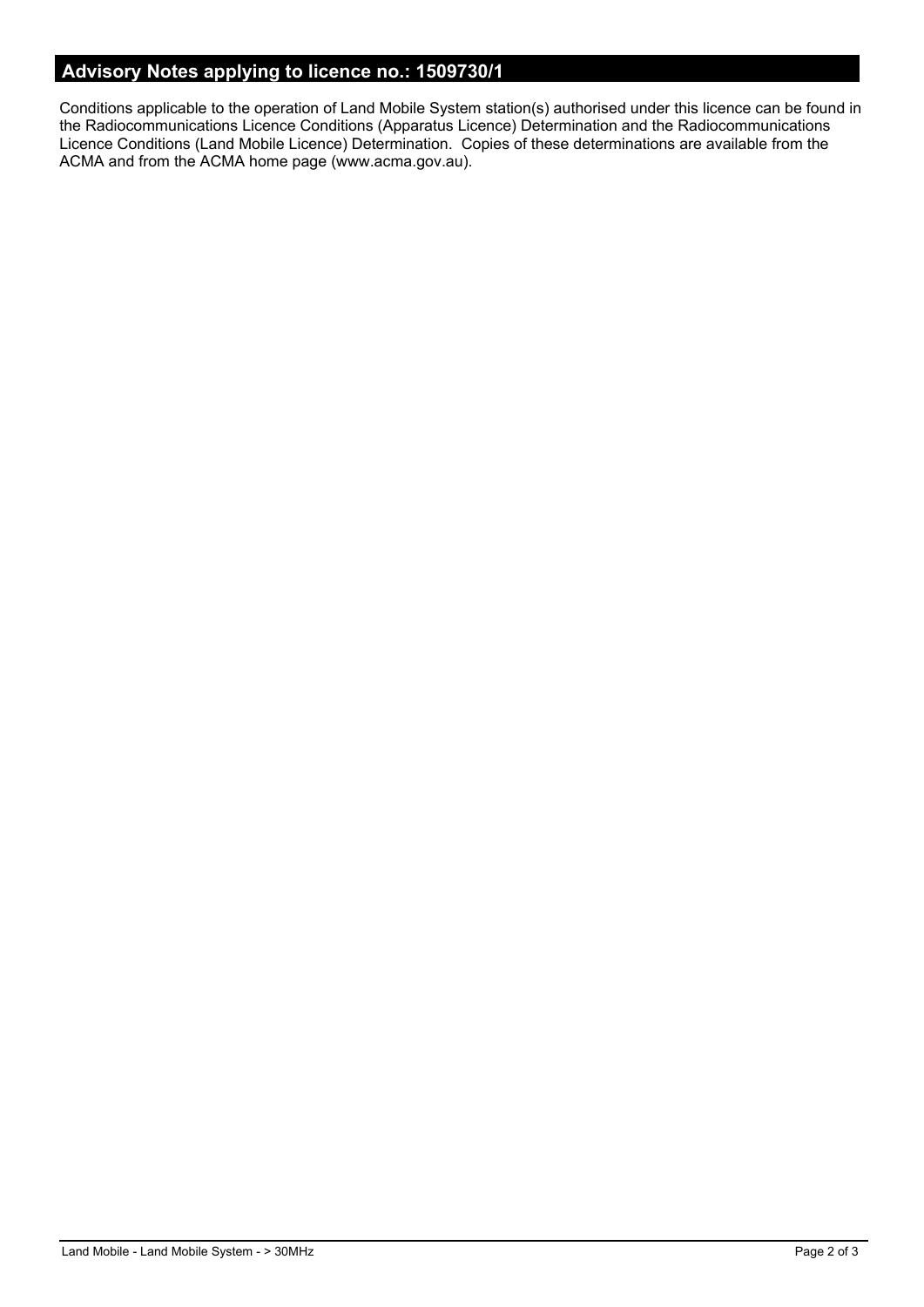## Advisory Notes applying to licence no.: 1509730/1

Conditions applicable to the operation of Land Mobile System station(s) authorised under this licence can be found in the Radiocommunications Licence Conditions (Apparatus Licence) Determination and the Radiocommunications Licence Conditions (Land Mobile Licence) Determination. Copies of these determinations are available from the ACMA and from the ACMA home page (www.acma.gov.au).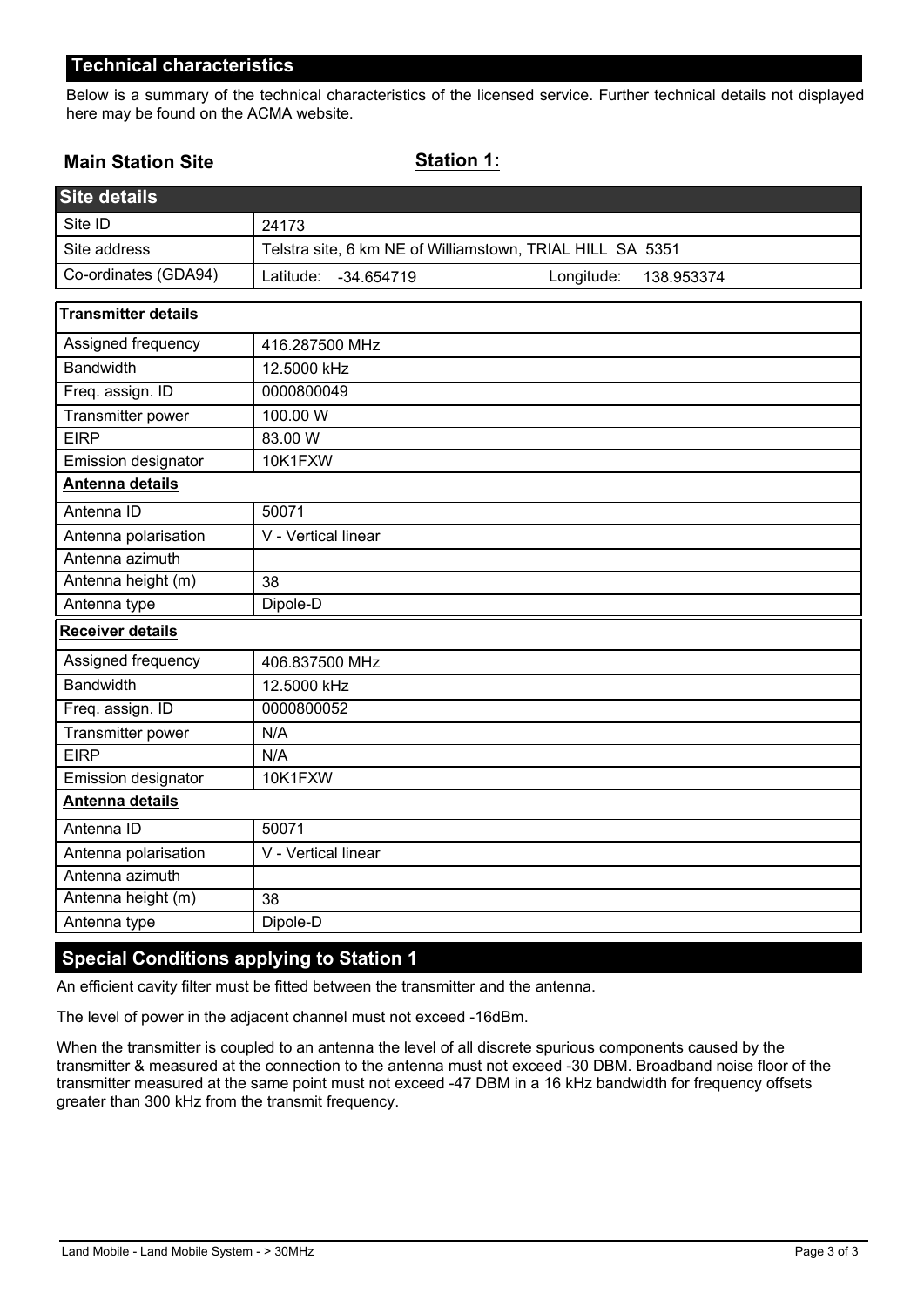## Technical characteristics

Below is a summary of the technical characteristics of the licensed service. Further technical details not displayed here may be found on the ACMA website.

**Main Station Site** **Station 1:**

| Site details | |
|---|---|
| Site ID | 24173 |
| Site address | Telstra site, 6 km NE of Williamstown, TRIAL HILL SA 5351 |
| Co-ordinates (GDA94) | Latitude: -34.654719 Longitude: 138.953374 |

| Transmitter details | |
|---|---|
| Assigned frequency | 416.287500 MHz |
| Bandwidth | 12.5000 kHz |
| Freq. assign. ID | 0000800049 |
| Transmitter power | 100.00 W |
| EIRP | 83.00 W |
| Emission designator | 10K1FXW |
| **Antenna details** | |
| Antenna ID | 50071 |
| Antenna polarisation | V - Vertical linear |
| Antenna azimuth | |
| Antenna height (m) | 38 |
| Antenna type | Dipole-D |

| Receiver details | |
|---|---|
| Assigned frequency | 406.837500 MHz |
| Bandwidth | 12.5000 kHz |
| Freq. assign. ID | 0000800052 |
| Transmitter power | N/A |
| EIRP | N/A |
| Emission designator | 10K1FXW |
| **Antenna details** | |
| Antenna ID | 50071 |
| Antenna polarisation | V - Vertical linear |
| Antenna azimuth | |
| Antenna height (m) | 38 |
| Antenna type | Dipole-D |

## Special Conditions applying to Station 1

An efficient cavity filter must be fitted between the transmitter and the antenna.

The level of power in the adjacent channel must not exceed -16dBm.

When the transmitter is coupled to an antenna the level of all discrete spurious components caused by the transmitter & measured at the connection to the antenna must not exceed -30 DBM. Broadband noise floor of the transmitter measured at the same point must not exceed -47 DBM in a 16 kHz bandwidth for frequency offsets greater than 300 kHz from the transmit frequency.